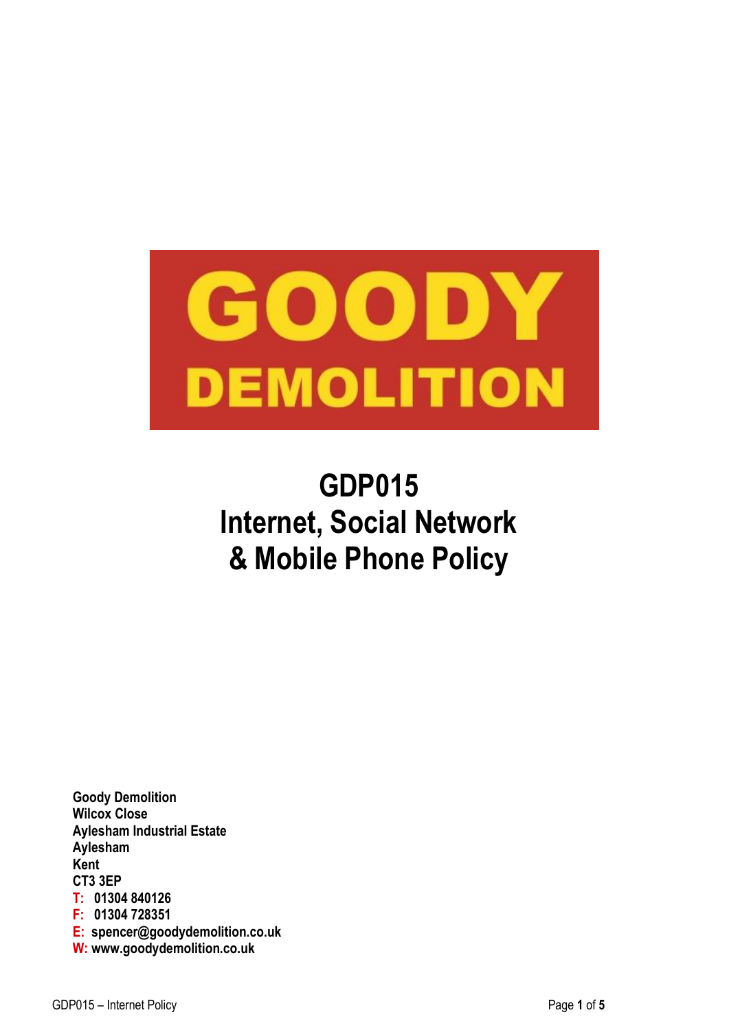# GOODY DEMOLITION

# GDP015
# Internet, Social Network & Mobile Phone Policy

**Goody Demolition**
**Wilcox Close**
**Aylesham Industrial Estate**
**Aylesham**
**Kent**
**CT3 3EP**
**T: 01304 840126**
**F: 01304 728351**
**E: spencer@goodydemolition.co.uk**
**W: www.goodydemolition.co.uk**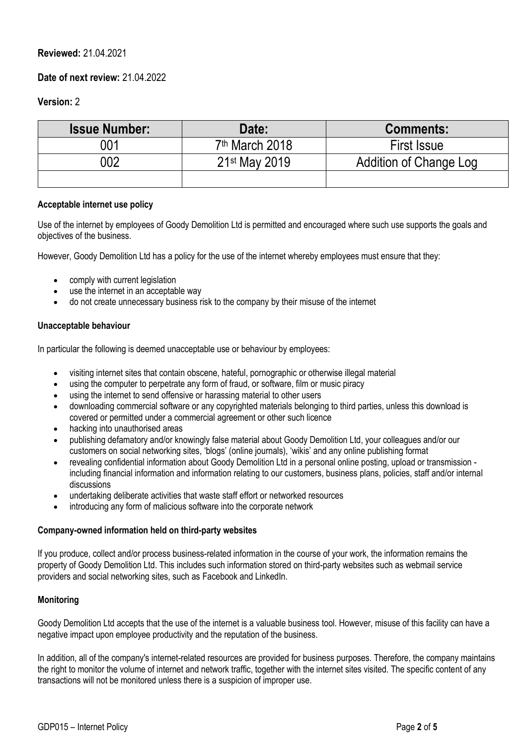**Reviewed:** 21.04.2021

**Date of next review:** 21.04.2022

**Version:** 2

| Issue Number: | Date: | Comments: |
|---|---|---|
| 001 | 7th March 2018 | First Issue |
| 002 | 21st May 2019 | Addition of Change Log |
| | | |

**Acceptable internet use policy**

Use of the internet by employees of Goody Demolition Ltd is permitted and encouraged where such use supports the goals and objectives of the business.

However, Goody Demolition Ltd has a policy for the use of the internet whereby employees must ensure that they:

- comply with current legislation
- use the internet in an acceptable way
- do not create unnecessary business risk to the company by their misuse of the internet

**Unacceptable behaviour**

In particular the following is deemed unacceptable use or behaviour by employees:

- visiting internet sites that contain obscene, hateful, pornographic or otherwise illegal material
- using the computer to perpetrate any form of fraud, or software, film or music piracy
- using the internet to send offensive or harassing material to other users
- downloading commercial software or any copyrighted materials belonging to third parties, unless this download is covered or permitted under a commercial agreement or other such licence
- hacking into unauthorised areas
- publishing defamatory and/or knowingly false material about Goody Demolition Ltd, your colleagues and/or our customers on social networking sites, 'blogs' (online journals), 'wikis' and any online publishing format
- revealing confidential information about Goody Demolition Ltd in a personal online posting, upload or transmission - including financial information and information relating to our customers, business plans, policies, staff and/or internal discussions
- undertaking deliberate activities that waste staff effort or networked resources
- introducing any form of malicious software into the corporate network

**Company-owned information held on third-party websites**

If you produce, collect and/or process business-related information in the course of your work, the information remains the property of Goody Demolition Ltd. This includes such information stored on third-party websites such as webmail service providers and social networking sites, such as Facebook and LinkedIn.

**Monitoring**

Goody Demolition Ltd accepts that the use of the internet is a valuable business tool. However, misuse of this facility can have a negative impact upon employee productivity and the reputation of the business.

In addition, all of the company's internet-related resources are provided for business purposes. Therefore, the company maintains the right to monitor the volume of internet and network traffic, together with the internet sites visited. The specific content of any transactions will not be monitored unless there is a suspicion of improper use.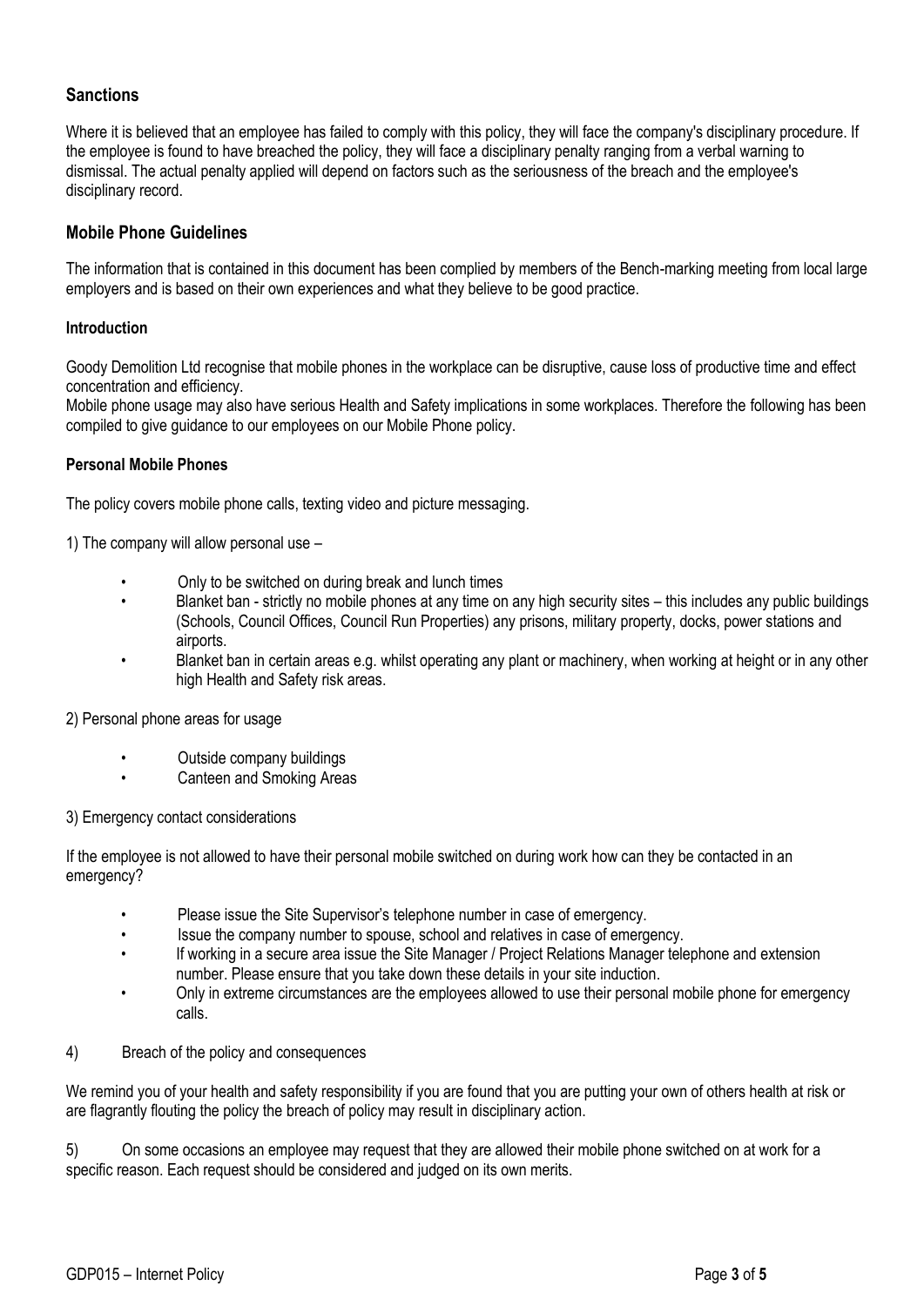## Sanctions

Where it is believed that an employee has failed to comply with this policy, they will face the company's disciplinary procedure. If the employee is found to have breached the policy, they will face a disciplinary penalty ranging from a verbal warning to dismissal. The actual penalty applied will depend on factors such as the seriousness of the breach and the employee's disciplinary record.

## Mobile Phone Guidelines

The information that is contained in this document has been complied by members of the Bench-marking meeting from local large employers and is based on their own experiences and what they believe to be good practice.

### Introduction

Goody Demolition Ltd recognise that mobile phones in the workplace can be disruptive, cause loss of productive time and effect concentration and efficiency.

Mobile phone usage may also have serious Health and Safety implications in some workplaces. Therefore the following has been compiled to give guidance to our employees on our Mobile Phone policy.

### Personal Mobile Phones

The policy covers mobile phone calls, texting video and picture messaging.

1) The company will allow personal use –

- Only to be switched on during break and lunch times
- Blanket ban - strictly no mobile phones at any time on any high security sites – this includes any public buildings (Schools, Council Offices, Council Run Properties) any prisons, military property, docks, power stations and airports.
- Blanket ban in certain areas e.g. whilst operating any plant or machinery, when working at height or in any other high Health and Safety risk areas.

2) Personal phone areas for usage

- Outside company buildings
- Canteen and Smoking Areas

3) Emergency contact considerations

If the employee is not allowed to have their personal mobile switched on during work how can they be contacted in an emergency?

- Please issue the Site Supervisor's telephone number in case of emergency.
- Issue the company number to spouse, school and relatives in case of emergency.
- If working in a secure area issue the Site Manager / Project Relations Manager telephone and extension number. Please ensure that you take down these details in your site induction.
- Only in extreme circumstances are the employees allowed to use their personal mobile phone for emergency calls.

4) Breach of the policy and consequences

We remind you of your health and safety responsibility if you are found that you are putting your own of others health at risk or are flagrantly flouting the policy the breach of policy may result in disciplinary action.

5) On some occasions an employee may request that they are allowed their mobile phone switched on at work for a specific reason. Each request should be considered and judged on its own merits.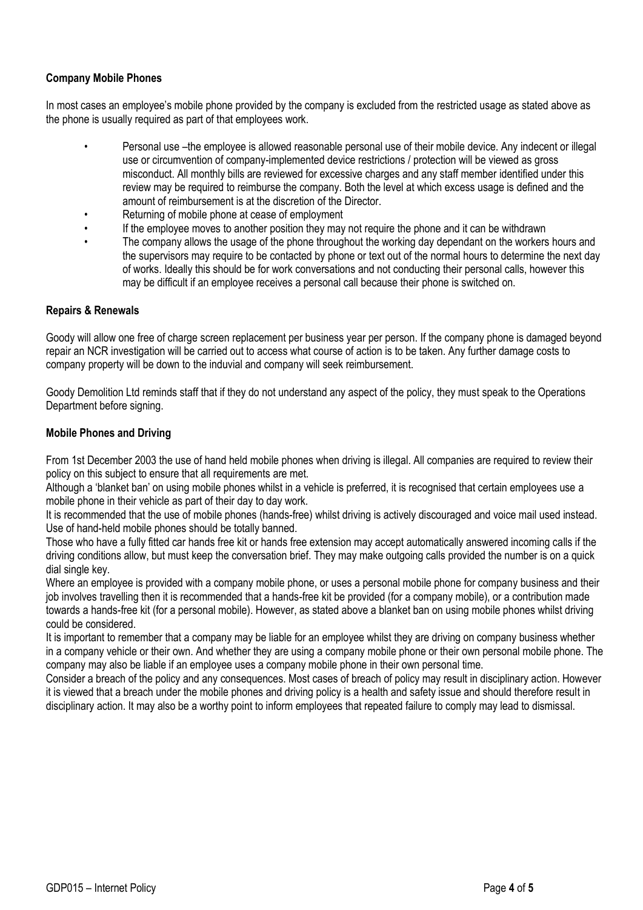**Company Mobile Phones**

In most cases an employee's mobile phone provided by the company is excluded from the restricted usage as stated above as the phone is usually required as part of that employees work.

- Personal use –the employee is allowed reasonable personal use of their mobile device. Any indecent or illegal use or circumvention of company-implemented device restrictions / protection will be viewed as gross misconduct. All monthly bills are reviewed for excessive charges and any staff member identified under this review may be required to reimburse the company. Both the level at which excess usage is defined and the amount of reimbursement is at the discretion of the Director.
- Returning of mobile phone at cease of employment
- If the employee moves to another position they may not require the phone and it can be withdrawn
- The company allows the usage of the phone throughout the working day dependant on the workers hours and the supervisors may require to be contacted by phone or text out of the normal hours to determine the next day of works. Ideally this should be for work conversations and not conducting their personal calls, however this may be difficult if an employee receives a personal call because their phone is switched on.

**Repairs & Renewals**

Goody will allow one free of charge screen replacement per business year per person. If the company phone is damaged beyond repair an NCR investigation will be carried out to access what course of action is to be taken. Any further damage costs to company property will be down to the induvial and company will seek reimbursement.

Goody Demolition Ltd reminds staff that if they do not understand any aspect of the policy, they must speak to the Operations Department before signing.

**Mobile Phones and Driving**

From 1st December 2003 the use of hand held mobile phones when driving is illegal. All companies are required to review their policy on this subject to ensure that all requirements are met.

Although a 'blanket ban' on using mobile phones whilst in a vehicle is preferred, it is recognised that certain employees use a mobile phone in their vehicle as part of their day to day work.

It is recommended that the use of mobile phones (hands-free) whilst driving is actively discouraged and voice mail used instead. Use of hand-held mobile phones should be totally banned.

Those who have a fully fitted car hands free kit or hands free extension may accept automatically answered incoming calls if the driving conditions allow, but must keep the conversation brief. They may make outgoing calls provided the number is on a quick dial single key.

Where an employee is provided with a company mobile phone, or uses a personal mobile phone for company business and their job involves travelling then it is recommended that a hands-free kit be provided (for a company mobile), or a contribution made towards a hands-free kit (for a personal mobile). However, as stated above a blanket ban on using mobile phones whilst driving could be considered.

It is important to remember that a company may be liable for an employee whilst they are driving on company business whether in a company vehicle or their own. And whether they are using a company mobile phone or their own personal mobile phone. The company may also be liable if an employee uses a company mobile phone in their own personal time.

Consider a breach of the policy and any consequences. Most cases of breach of policy may result in disciplinary action. However it is viewed that a breach under the mobile phones and driving policy is a health and safety issue and should therefore result in disciplinary action. It may also be a worthy point to inform employees that repeated failure to comply may lead to dismissal.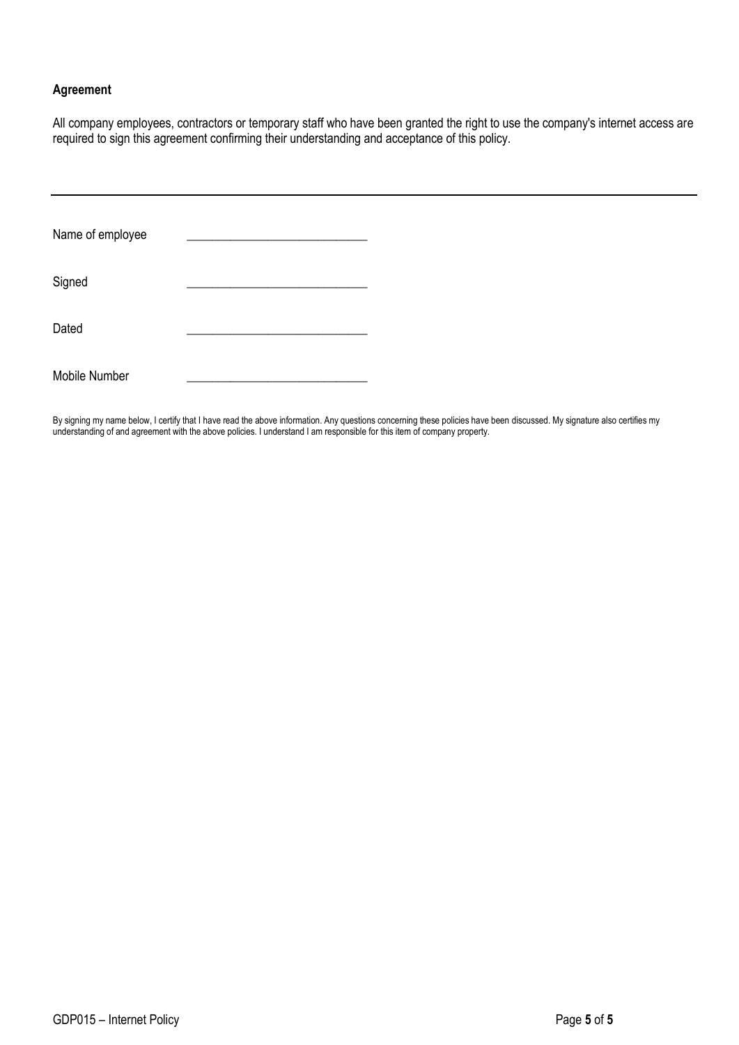**Agreement**

All company employees, contractors or temporary staff who have been granted the right to use the company's internet access are required to sign this agreement confirming their understanding and acceptance of this policy.

---

Name of employee ______________________________

Signed ______________________________

Dated ______________________________

Mobile Number ______________________________

By signing my name below, I certify that I have read the above information. Any questions concerning these policies have been discussed. My signature also certifies my understanding of and agreement with the above policies. I understand I am responsible for this item of company property.